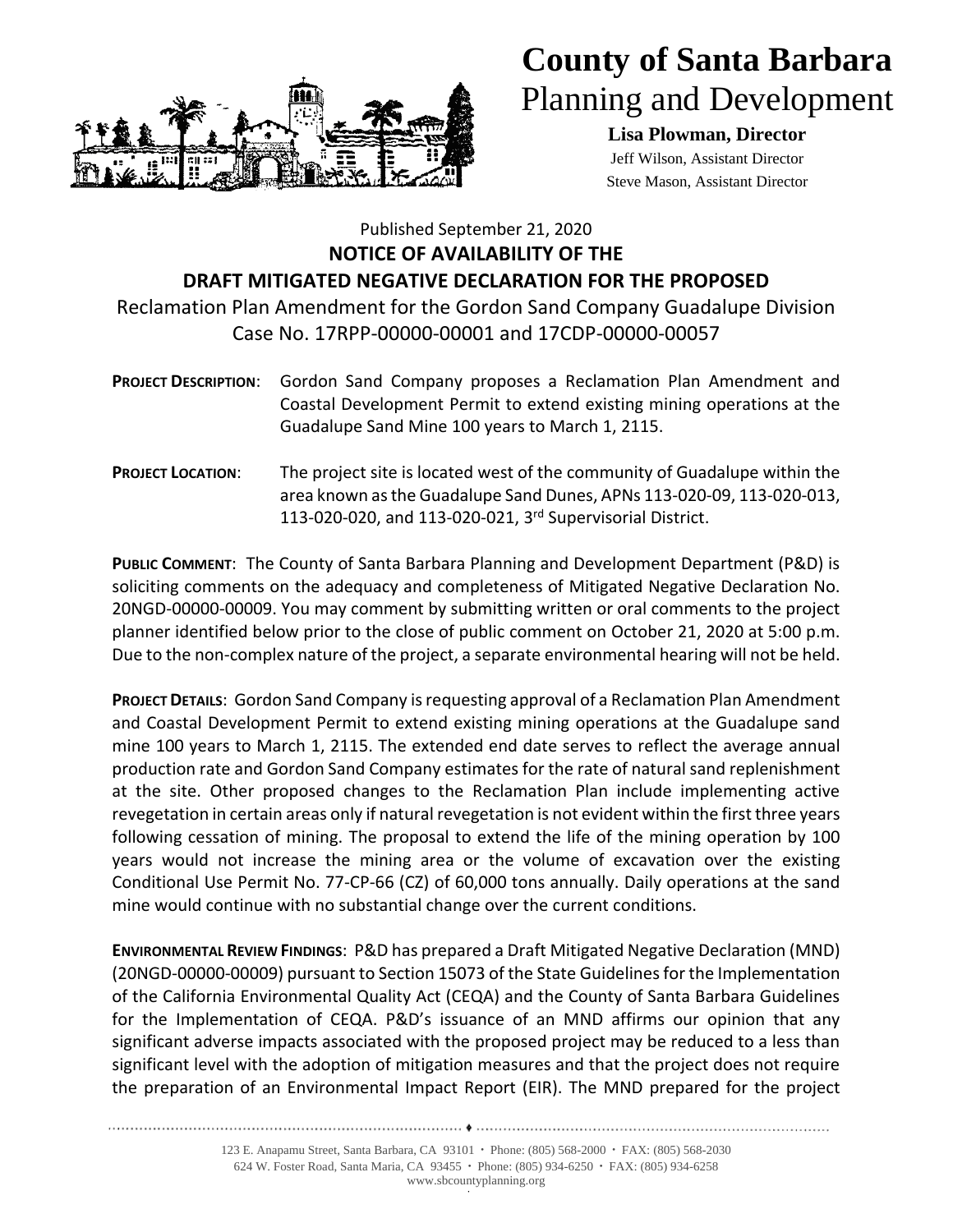# County of Santa Barbara
## Planning and Development

**Lisa Plowman, Director**
Jeff Wilson, Assistant Director
Steve Mason, Assistant Director

Published September 21, 2020

**NOTICE OF AVAILABILITY OF THE**
**DRAFT MITIGATED NEGATIVE DECLARATION FOR THE PROPOSED**

Reclamation Plan Amendment for the Gordon Sand Company Guadalupe Division
Case No. 17RPP-00000-00001 and 17CDP-00000-00057

**PROJECT DESCRIPTION**: Gordon Sand Company proposes a Reclamation Plan Amendment and Coastal Development Permit to extend existing mining operations at the Guadalupe Sand Mine 100 years to March 1, 2115.

**PROJECT LOCATION**: The project site is located west of the community of Guadalupe within the area known as the Guadalupe Sand Dunes, APNs 113-020-09, 113-020-013, 113-020-020, and 113-020-021, 3rd Supervisorial District.

**PUBLIC COMMENT**: The County of Santa Barbara Planning and Development Department (P&D) is soliciting comments on the adequacy and completeness of Mitigated Negative Declaration No. 20NGD-00000-00009. You may comment by submitting written or oral comments to the project planner identified below prior to the close of public comment on October 21, 2020 at 5:00 p.m. Due to the non-complex nature of the project, a separate environmental hearing will not be held.

**PROJECT DETAILS**: Gordon Sand Company is requesting approval of a Reclamation Plan Amendment and Coastal Development Permit to extend existing mining operations at the Guadalupe sand mine 100 years to March 1, 2115. The extended end date serves to reflect the average annual production rate and Gordon Sand Company estimates for the rate of natural sand replenishment at the site. Other proposed changes to the Reclamation Plan include implementing active revegetation in certain areas only if natural revegetation is not evident within the first three years following cessation of mining. The proposal to extend the life of the mining operation by 100 years would not increase the mining area or the volume of excavation over the existing Conditional Use Permit No. 77-CP-66 (CZ) of 60,000 tons annually. Daily operations at the sand mine would continue with no substantial change over the current conditions.

**ENVIRONMENTAL REVIEW FINDINGS**: P&D has prepared a Draft Mitigated Negative Declaration (MND) (20NGD-00000-00009) pursuant to Section 15073 of the State Guidelines for the Implementation of the California Environmental Quality Act (CEQA) and the County of Santa Barbara Guidelines for the Implementation of CEQA. P&D's issuance of an MND affirms our opinion that any significant adverse impacts associated with the proposed project may be reduced to a less than significant level with the adoption of mitigation measures and that the project does not require the preparation of an Environmental Impact Report (EIR). The MND prepared for the project

123 E. Anapamu Street, Santa Barbara, CA 93101 · Phone: (805) 568-2000 · FAX: (805) 568-2030
624 W. Foster Road, Santa Maria, CA 93455 · Phone: (805) 934-6250 · FAX: (805) 934-6258
www.sbcountyplanning.org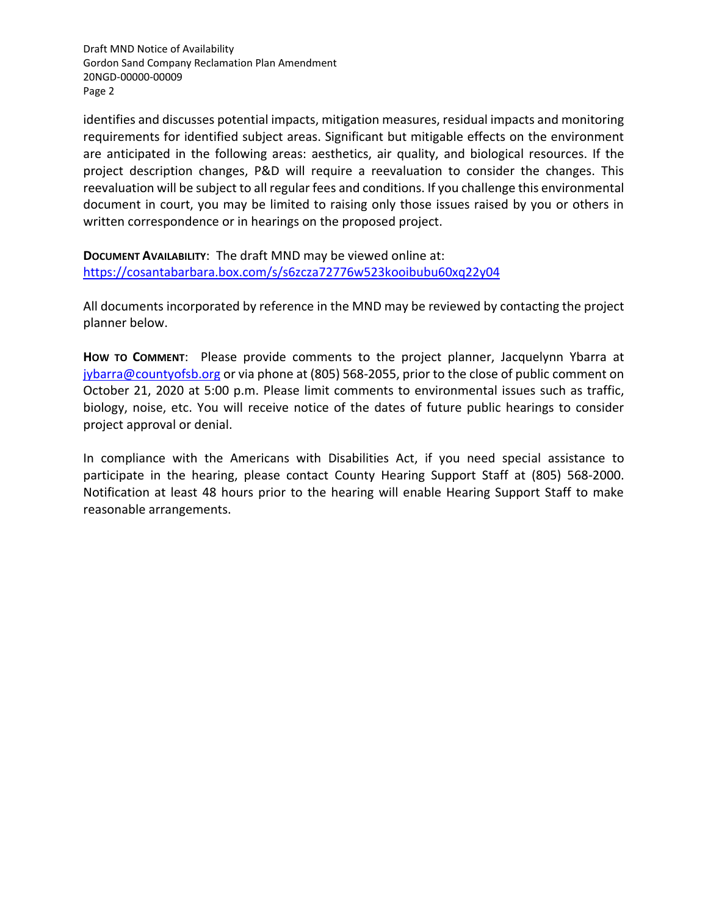identifies and discusses potential impacts, mitigation measures, residual impacts and monitoring requirements for identified subject areas. Significant but mitigable effects on the environment are anticipated in the following areas: aesthetics, air quality, and biological resources. If the project description changes, P&D will require a reevaluation to consider the changes. This reevaluation will be subject to all regular fees and conditions. If you challenge this environmental document in court, you may be limited to raising only those issues raised by you or others in written correspondence or in hearings on the proposed project.

**DOCUMENT AVAILABILITY**: The draft MND may be viewed online at: [https://cosantabarbara.box.com/s/s6zcza72776w523kooibubu60xq22y04](https://cosantabarbara.box.com/s/s6zcza72776w523kooibubu60xq22y04)

All documents incorporated by reference in the MND may be reviewed by contacting the project planner below.

**HOW TO COMMENT**: Please provide comments to the project planner, Jacquelynn Ybarra at [jybarra@countyofsb.org](mailto:jybarra@countyofsb.org) or via phone at (805) 568-2055, prior to the close of public comment on October 21, 2020 at 5:00 p.m. Please limit comments to environmental issues such as traffic, biology, noise, etc. You will receive notice of the dates of future public hearings to consider project approval or denial.

In compliance with the Americans with Disabilities Act, if you need special assistance to participate in the hearing, please contact County Hearing Support Staff at (805) 568-2000. Notification at least 48 hours prior to the hearing will enable Hearing Support Staff to make reasonable arrangements.